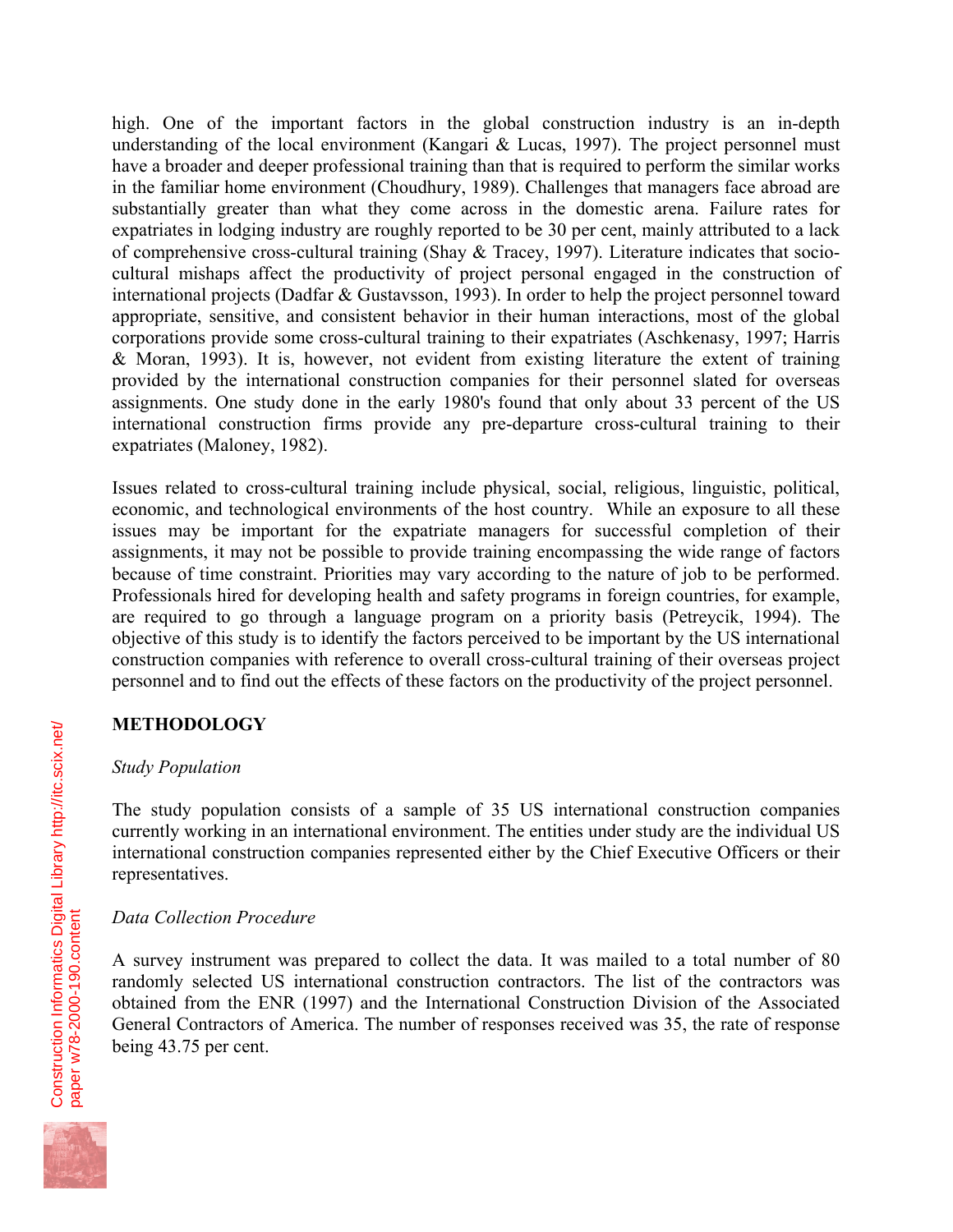high. One of the important factors in the global construction industry is an in-depth understanding of the local environment (Kangari & Lucas, 1997). The project personnel must have a broader and deeper professional training than that is required to perform the similar works in the familiar home environment (Choudhury, 1989). Challenges that managers face abroad are substantially greater than what they come across in the domestic arena. Failure rates for expatriates in lodging industry are roughly reported to be 30 per cent, mainly attributed to a lack of comprehensive cross-cultural training (Shay & Tracey, 1997). Literature indicates that socio-cultural mishaps affect the productivity of project personal engaged in the construction of international projects (Dadfar & Gustavsson, 1993). In order to help the project personnel toward appropriate, sensitive, and consistent behavior in their human interactions, most of the global corporations provide some cross-cultural training to their expatriates (Aschkenasy, 1997; Harris & Moran, 1993). It is, however, not evident from existing literature the extent of training provided by the international construction companies for their personnel slated for overseas assignments. One study done in the early 1980's found that only about 33 percent of the US international construction firms provide any pre-departure cross-cultural training to their expatriates (Maloney, 1982).

Issues related to cross-cultural training include physical, social, religious, linguistic, political, economic, and technological environments of the host country. While an exposure to all these issues may be important for the expatriate managers for successful completion of their assignments, it may not be possible to provide training encompassing the wide range of factors because of time constraint. Priorities may vary according to the nature of job to be performed. Professionals hired for developing health and safety programs in foreign countries, for example, are required to go through a language program on a priority basis (Petreycik, 1994). The objective of this study is to identify the factors perceived to be important by the US international construction companies with reference to overall cross-cultural training of their overseas project personnel and to find out the effects of these factors on the productivity of the project personnel.

## METHODOLOGY

### *Study Population*

The study population consists of a sample of 35 US international construction companies currently working in an international environment. The entities under study are the individual US international construction companies represented either by the Chief Executive Officers or their representatives.

### *Data Collection Procedure*

A survey instrument was prepared to collect the data. It was mailed to a total number of 80 randomly selected US international construction contractors. The list of the contractors was obtained from the ENR (1997) and the International Construction Division of the Associated General Contractors of America. The number of responses received was 35, the rate of response being 43.75 per cent.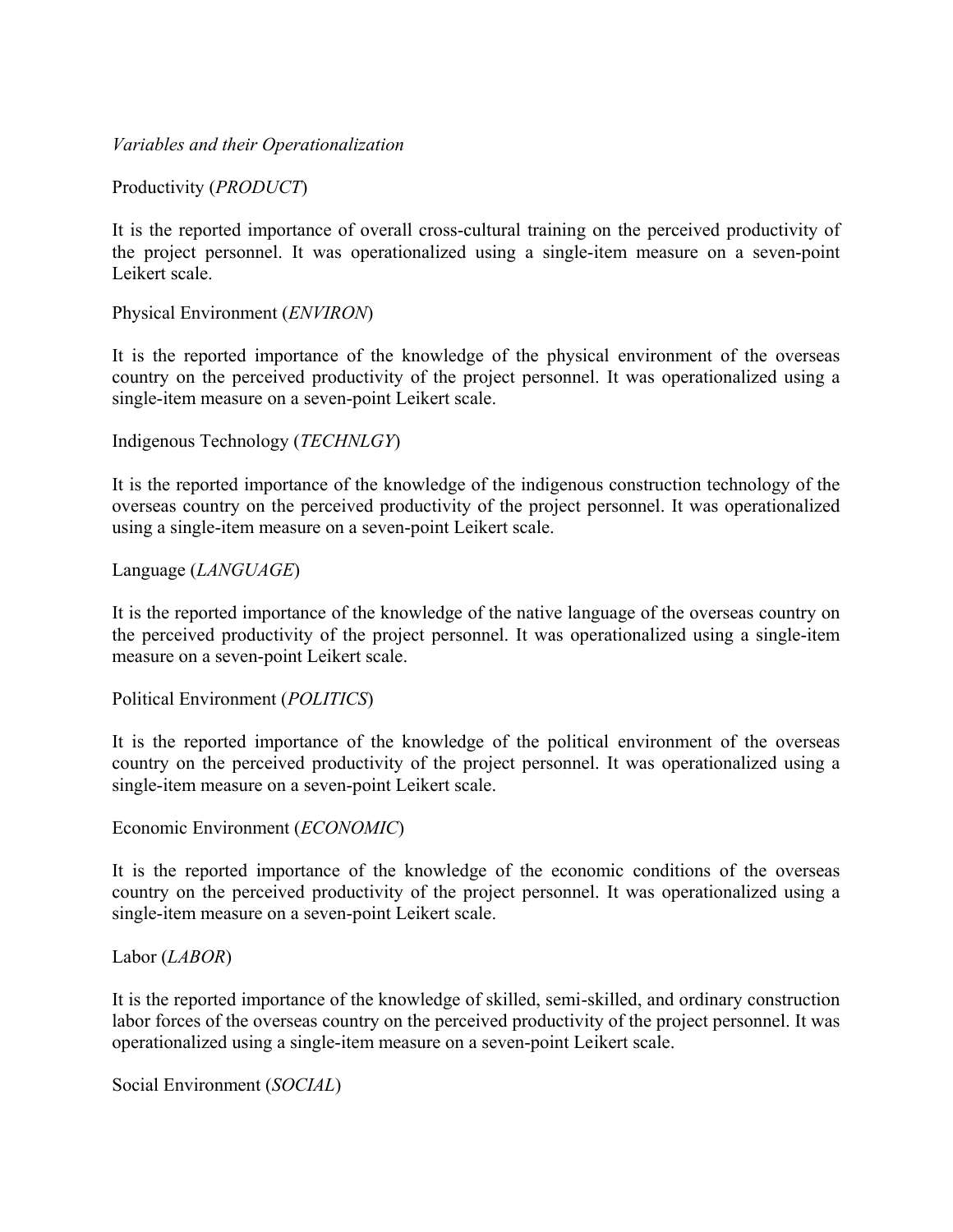*Variables and their Operationalization*

Productivity (*PRODUCT*)

It is the reported importance of overall cross-cultural training on the perceived productivity of the project personnel. It was operationalized using a single-item measure on a seven-point Leikert scale.

Physical Environment (*ENVIRON*)

It is the reported importance of the knowledge of the physical environment of the overseas country on the perceived productivity of the project personnel. It was operationalized using a single-item measure on a seven-point Leikert scale.

Indigenous Technology (*TECHNLGY*)

It is the reported importance of the knowledge of the indigenous construction technology of the overseas country on the perceived productivity of the project personnel. It was operationalized using a single-item measure on a seven-point Leikert scale.

Language (*LANGUAGE*)

It is the reported importance of the knowledge of the native language of the overseas country on the perceived productivity of the project personnel. It was operationalized using a single-item measure on a seven-point Leikert scale.

Political Environment (*POLITICS*)

It is the reported importance of the knowledge of the political environment of the overseas country on the perceived productivity of the project personnel. It was operationalized using a single-item measure on a seven-point Leikert scale.

Economic Environment (*ECONOMIC*)

It is the reported importance of the knowledge of the economic conditions of the overseas country on the perceived productivity of the project personnel. It was operationalized using a single-item measure on a seven-point Leikert scale.

Labor (*LABOR*)

It is the reported importance of the knowledge of skilled, semi-skilled, and ordinary construction labor forces of the overseas country on the perceived productivity of the project personnel. It was operationalized using a single-item measure on a seven-point Leikert scale.

Social Environment (*SOCIAL*)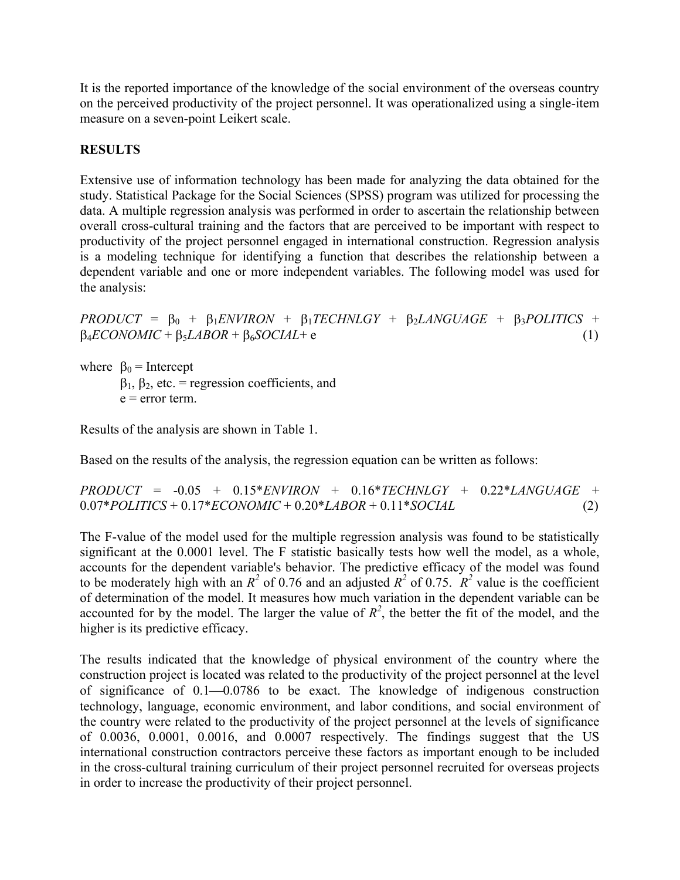It is the reported importance of the knowledge of the social environment of the overseas country on the perceived productivity of the project personnel. It was operationalized using a single-item measure on a seven-point Leikert scale.

**RESULTS**

Extensive use of information technology has been made for analyzing the data obtained for the study. Statistical Package for the Social Sciences (SPSS) program was utilized for processing the data. A multiple regression analysis was performed in order to ascertain the relationship between overall cross-cultural training and the factors that are perceived to be important with respect to productivity of the project personnel engaged in international construction. Regression analysis is a modeling technique for identifying a function that describes the relationship between a dependent variable and one or more independent variables. The following model was used for the analysis:

$$PRODUCT = \beta_0 + \beta_1 ENVIRON + \beta_1 TECHNLGY + \beta_2 LANGUAGE + \beta_3 POLITICS + \beta_4 ECONOMIC + \beta_5 LABOR + \beta_6 SOCIAL + e \quad (1)$$

where $\beta_0$ = Intercept
$\beta_1$, $\beta_2$, etc. = regression coefficients, and
e = error term.

Results of the analysis are shown in Table 1.

Based on the results of the analysis, the regression equation can be written as follows:

$$PRODUCT = -0.05 + 0.15*ENVIRON + 0.16*TECHNLGY + 0.22*LANGUAGE + 0.07*POLITICS + 0.17*ECONOMIC + 0.20*LABOR + 0.11*SOCIAL \quad (2)$$

The F-value of the model used for the multiple regression analysis was found to be statistically significant at the 0.0001 level. The F statistic basically tests how well the model, as a whole, accounts for the dependent variable's behavior. The predictive efficacy of the model was found to be moderately high with an $R^2$ of 0.76 and an adjusted $R^2$ of 0.75. $R^2$ value is the coefficient of determination of the model. It measures how much variation in the dependent variable can be accounted for by the model. The larger the value of $R^2$, the better the fit of the model, and the higher is its predictive efficacy.

The results indicated that the knowledge of physical environment of the country where the construction project is located was related to the productivity of the project personnel at the level of significance of 0.1—0.0786 to be exact. The knowledge of indigenous construction technology, language, economic environment, and labor conditions, and social environment of the country were related to the productivity of the project personnel at the levels of significance of 0.0036, 0.0001, 0.0016, and 0.0007 respectively. The findings suggest that the US international construction contractors perceive these factors as important enough to be included in the cross-cultural training curriculum of their project personnel recruited for overseas projects in order to increase the productivity of their project personnel.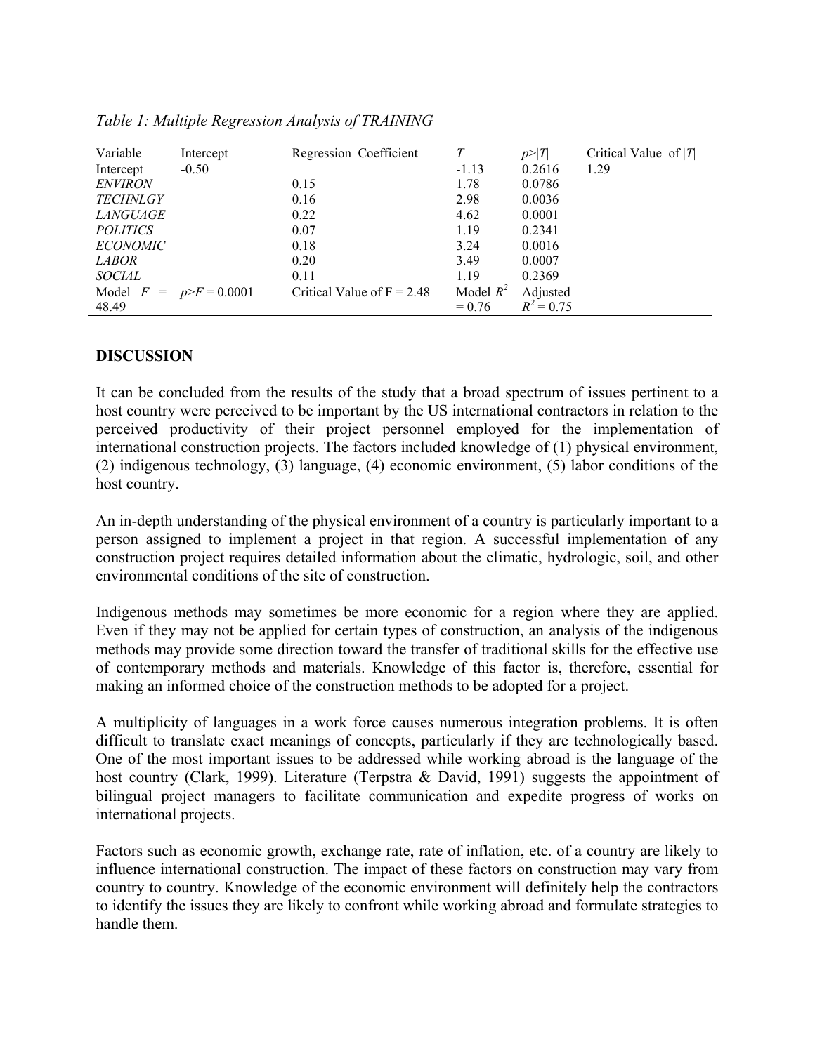*Table 1: Multiple Regression Analysis of TRAINING*

| Variable | Intercept | Regression Coefficient | $T$ | $p>\|T\|$ | Critical Value of $\|T\|$ |
|---|---|---|---|---|---|
| Intercept | -0.50 | | -1.13 | 0.2616 | 1.29 |
| *ENVIRON* | | 0.15 | 1.78 | 0.0786 | |
| *TECHNLGY* | | 0.16 | 2.98 | 0.0036 | |
| *LANGUAGE* | | 0.22 | 4.62 | 0.0001 | |
| *POLITICS* | | 0.07 | 1.19 | 0.2341 | |
| *ECONOMIC* | | 0.18 | 3.24 | 0.0016 | |
| *LABOR* | | 0.20 | 3.49 | 0.0007 | |
| *SOCIAL* | | 0.11 | 1.19 | 0.2369 | |
| Model $F$ = 48.49 | $p>F$ = 0.0001 | Critical Value of F = 2.48 | Model $R^2$ = 0.76 | Adjusted $R^2$ = 0.75 | |

## DISCUSSION

It can be concluded from the results of the study that a broad spectrum of issues pertinent to a host country were perceived to be important by the US international contractors in relation to the perceived productivity of their project personnel employed for the implementation of international construction projects. The factors included knowledge of (1) physical environment, (2) indigenous technology, (3) language, (4) economic environment, (5) labor conditions of the host country.

An in-depth understanding of the physical environment of a country is particularly important to a person assigned to implement a project in that region. A successful implementation of any construction project requires detailed information about the climatic, hydrologic, soil, and other environmental conditions of the site of construction.

Indigenous methods may sometimes be more economic for a region where they are applied. Even if they may not be applied for certain types of construction, an analysis of the indigenous methods may provide some direction toward the transfer of traditional skills for the effective use of contemporary methods and materials. Knowledge of this factor is, therefore, essential for making an informed choice of the construction methods to be adopted for a project.

A multiplicity of languages in a work force causes numerous integration problems. It is often difficult to translate exact meanings of concepts, particularly if they are technologically based. One of the most important issues to be addressed while working abroad is the language of the host country (Clark, 1999). Literature (Terpstra & David, 1991) suggests the appointment of bilingual project managers to facilitate communication and expedite progress of works on international projects.

Factors such as economic growth, exchange rate, rate of inflation, etc. of a country are likely to influence international construction. The impact of these factors on construction may vary from country to country. Knowledge of the economic environment will definitely help the contractors to identify the issues they are likely to confront while working abroad and formulate strategies to handle them.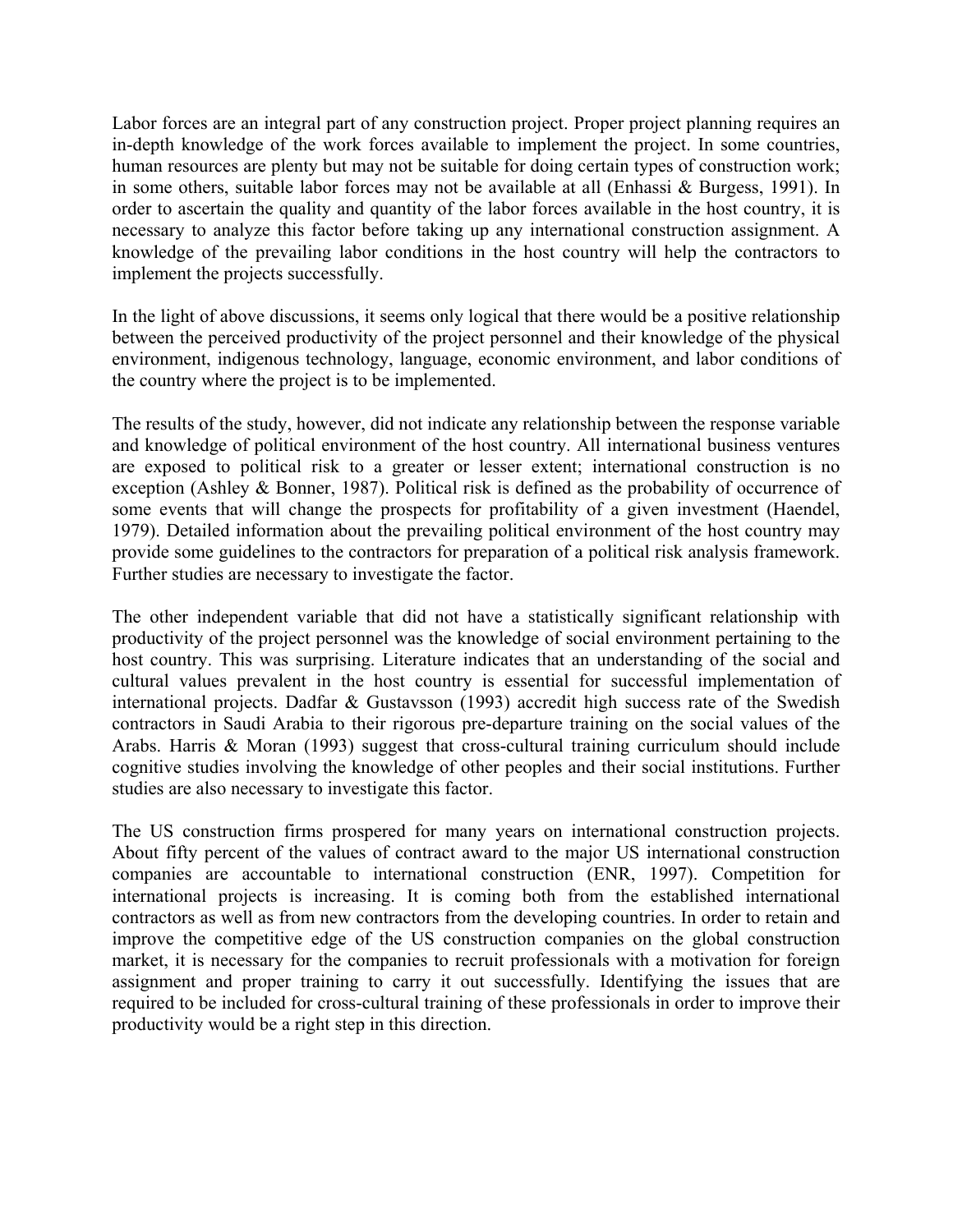Labor forces are an integral part of any construction project. Proper project planning requires an in-depth knowledge of the work forces available to implement the project. In some countries, human resources are plenty but may not be suitable for doing certain types of construction work; in some others, suitable labor forces may not be available at all (Enhassi & Burgess, 1991). In order to ascertain the quality and quantity of the labor forces available in the host country, it is necessary to analyze this factor before taking up any international construction assignment. A knowledge of the prevailing labor conditions in the host country will help the contractors to implement the projects successfully.

In the light of above discussions, it seems only logical that there would be a positive relationship between the perceived productivity of the project personnel and their knowledge of the physical environment, indigenous technology, language, economic environment, and labor conditions of the country where the project is to be implemented.

The results of the study, however, did not indicate any relationship between the response variable and knowledge of political environment of the host country. All international business ventures are exposed to political risk to a greater or lesser extent; international construction is no exception (Ashley & Bonner, 1987). Political risk is defined as the probability of occurrence of some events that will change the prospects for profitability of a given investment (Haendel, 1979). Detailed information about the prevailing political environment of the host country may provide some guidelines to the contractors for preparation of a political risk analysis framework. Further studies are necessary to investigate the factor.

The other independent variable that did not have a statistically significant relationship with productivity of the project personnel was the knowledge of social environment pertaining to the host country. This was surprising. Literature indicates that an understanding of the social and cultural values prevalent in the host country is essential for successful implementation of international projects. Dadfar & Gustavsson (1993) accredit high success rate of the Swedish contractors in Saudi Arabia to their rigorous pre-departure training on the social values of the Arabs. Harris & Moran (1993) suggest that cross-cultural training curriculum should include cognitive studies involving the knowledge of other peoples and their social institutions. Further studies are also necessary to investigate this factor.

The US construction firms prospered for many years on international construction projects. About fifty percent of the values of contract award to the major US international construction companies are accountable to international construction (ENR, 1997). Competition for international projects is increasing. It is coming both from the established international contractors as well as from new contractors from the developing countries. In order to retain and improve the competitive edge of the US construction companies on the global construction market, it is necessary for the companies to recruit professionals with a motivation for foreign assignment and proper training to carry it out successfully. Identifying the issues that are required to be included for cross-cultural training of these professionals in order to improve their productivity would be a right step in this direction.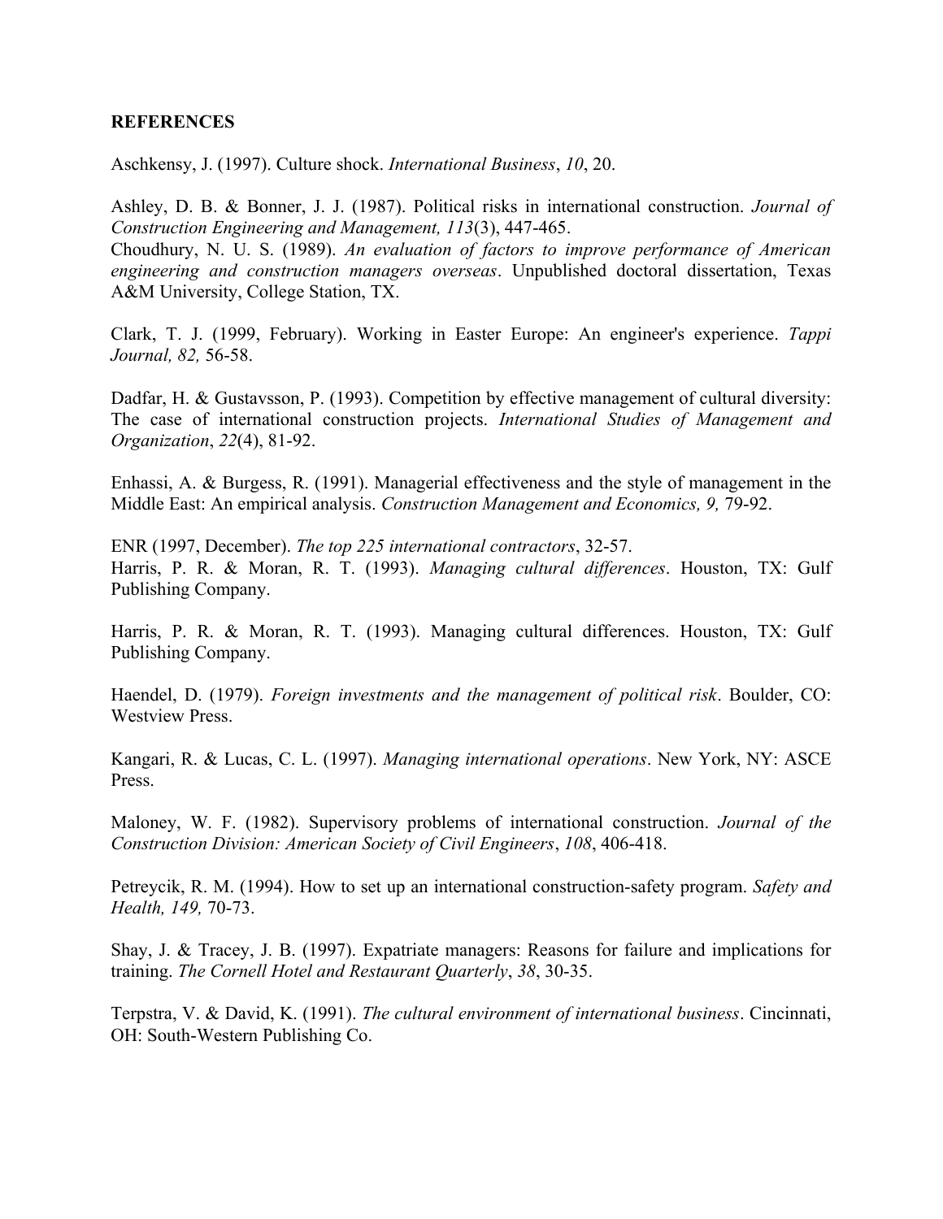**REFERENCES**

Aschkensy, J. (1997). Culture shock. *International Business*, *10*, 20.

Ashley, D. B. & Bonner, J. J. (1987). Political risks in international construction. *Journal of Construction Engineering and Management, 113*(3), 447-465.
Choudhury, N. U. S. (1989). *An evaluation of factors to improve performance of American engineering and construction managers overseas*. Unpublished doctoral dissertation, Texas A&M University, College Station, TX.

Clark, T. J. (1999, February). Working in Easter Europe: An engineer's experience. *Tappi Journal, 82,* 56-58.

Dadfar, H. & Gustavsson, P. (1993). Competition by effective management of cultural diversity: The case of international construction projects. *International Studies of Management and Organization*, *22*(4), 81-92.

Enhassi, A. & Burgess, R. (1991). Managerial effectiveness and the style of management in the Middle East: An empirical analysis. *Construction Management and Economics, 9,* 79-92.

ENR (1997, December). *The top 225 international contractors*, 32-57.
Harris, P. R. & Moran, R. T. (1993). *Managing cultural differences*. Houston, TX: Gulf Publishing Company.

Harris, P. R. & Moran, R. T. (1993). Managing cultural differences. Houston, TX: Gulf Publishing Company.

Haendel, D. (1979). *Foreign investments and the management of political risk*. Boulder, CO: Westview Press.

Kangari, R. & Lucas, C. L. (1997). *Managing international operations*. New York, NY: ASCE Press.

Maloney, W. F. (1982). Supervisory problems of international construction. *Journal of the Construction Division: American Society of Civil Engineers*, *108*, 406-418.

Petreycik, R. M. (1994). How to set up an international construction-safety program. *Safety and Health, 149,* 70-73.

Shay, J. & Tracey, J. B. (1997). Expatriate managers: Reasons for failure and implications for training. *The Cornell Hotel and Restaurant Quarterly*, *38*, 30-35.

Terpstra, V. & David, K. (1991). *The cultural environment of international business*. Cincinnati, OH: South-Western Publishing Co.